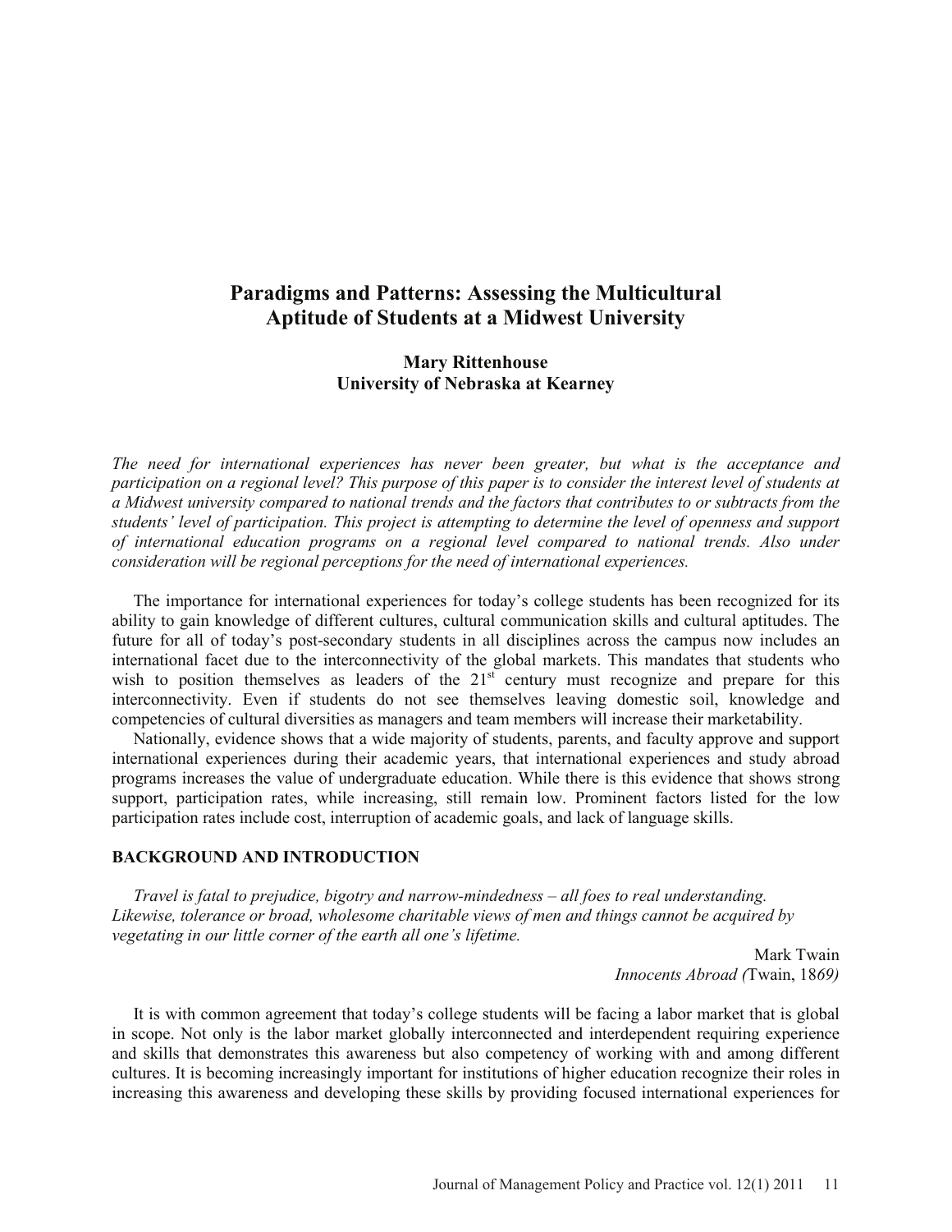# Paradigms and Patterns: Assessing the Multicultural Aptitude of Students at a Midwest University

**Mary Rittenhouse**
**University of Nebraska at Kearney**

*The need for international experiences has never been greater, but what is the acceptance and participation on a regional level? This purpose of this paper is to consider the interest level of students at a Midwest university compared to national trends and the factors that contributes to or subtracts from the students' level of participation. This project is attempting to determine the level of openness and support of international education programs on a regional level compared to national trends. Also under consideration will be regional perceptions for the need of international experiences.*

The importance for international experiences for today's college students has been recognized for its ability to gain knowledge of different cultures, cultural communication skills and cultural aptitudes. The future for all of today's post-secondary students in all disciplines across the campus now includes an international facet due to the interconnectivity of the global markets. This mandates that students who wish to position themselves as leaders of the 21st century must recognize and prepare for this interconnectivity. Even if students do not see themselves leaving domestic soil, knowledge and competencies of cultural diversities as managers and team members will increase their marketability.

Nationally, evidence shows that a wide majority of students, parents, and faculty approve and support international experiences during their academic years, that international experiences and study abroad programs increases the value of undergraduate education. While there is this evidence that shows strong support, participation rates, while increasing, still remain low. Prominent factors listed for the low participation rates include cost, interruption of academic goals, and lack of language skills.

## BACKGROUND AND INTRODUCTION

*Travel is fatal to prejudice, bigotry and narrow-mindedness – all foes to real understanding. Likewise, tolerance or broad, wholesome charitable views of men and things cannot be acquired by vegetating in our little corner of the earth all one's lifetime.*

Mark Twain
*Innocents Abroad (*Twain, 18*69)*

It is with common agreement that today's college students will be facing a labor market that is global in scope. Not only is the labor market globally interconnected and interdependent requiring experience and skills that demonstrates this awareness but also competency of working with and among different cultures. It is becoming increasingly important for institutions of higher education recognize their roles in increasing this awareness and developing these skills by providing focused international experiences for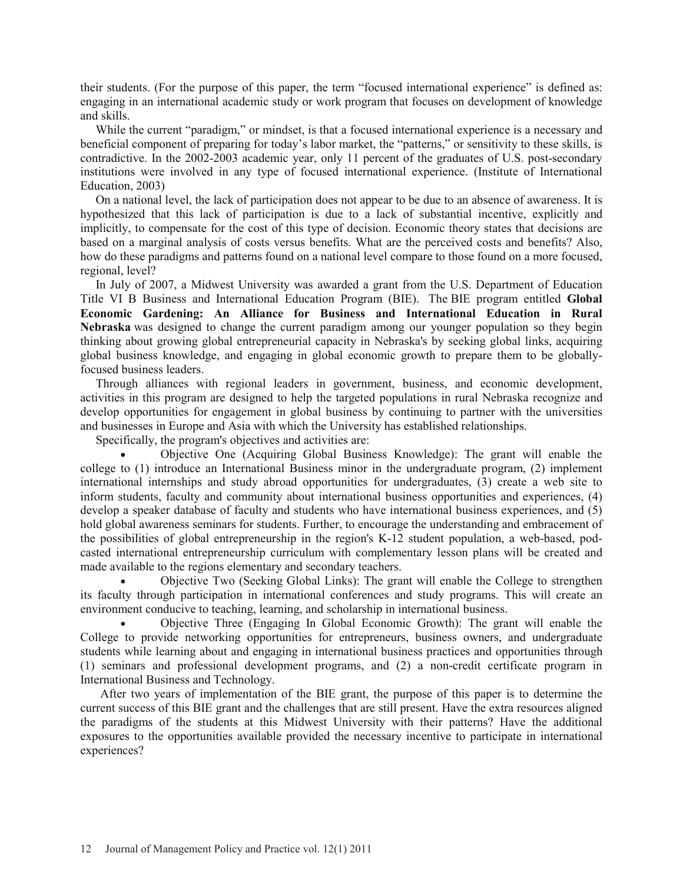their students. (For the purpose of this paper, the term "focused international experience" is defined as: engaging in an international academic study or work program that focuses on development of knowledge and skills.

While the current "paradigm," or mindset, is that a focused international experience is a necessary and beneficial component of preparing for today's labor market, the "patterns," or sensitivity to these skills, is contradictive. In the 2002-2003 academic year, only 11 percent of the graduates of U.S. post-secondary institutions were involved in any type of focused international experience. (Institute of International Education, 2003)

On a national level, the lack of participation does not appear to be due to an absence of awareness. It is hypothesized that this lack of participation is due to a lack of substantial incentive, explicitly and implicitly, to compensate for the cost of this type of decision. Economic theory states that decisions are based on a marginal analysis of costs versus benefits. What are the perceived costs and benefits? Also, how do these paradigms and patterns found on a national level compare to those found on a more focused, regional, level?

In July of 2007, a Midwest University was awarded a grant from the U.S. Department of Education Title VI B Business and International Education Program (BIE). The BIE program entitled **Global Economic Gardening: An Alliance for Business and International Education in Rural Nebraska** was designed to change the current paradigm among our younger population so they begin thinking about growing global entrepreneurial capacity in Nebraska's by seeking global links, acquiring global business knowledge, and engaging in global economic growth to prepare them to be globally-focused business leaders.

Through alliances with regional leaders in government, business, and economic development, activities in this program are designed to help the targeted populations in rural Nebraska recognize and develop opportunities for engagement in global business by continuing to partner with the universities and businesses in Europe and Asia with which the University has established relationships.

Specifically, the program's objectives and activities are:

- Objective One (Acquiring Global Business Knowledge): The grant will enable the college to (1) introduce an International Business minor in the undergraduate program, (2) implement international internships and study abroad opportunities for undergraduates, (3) create a web site to inform students, faculty and community about international business opportunities and experiences, (4) develop a speaker database of faculty and students who have international business experiences, and (5) hold global awareness seminars for students. Further, to encourage the understanding and embracement of the possibilities of global entrepreneurship in the region's K-12 student population, a web-based, pod-casted international entrepreneurship curriculum with complementary lesson plans will be created and made available to the regions elementary and secondary teachers.
- Objective Two (Seeking Global Links): The grant will enable the College to strengthen its faculty through participation in international conferences and study programs. This will create an environment conducive to teaching, learning, and scholarship in international business.
- Objective Three (Engaging In Global Economic Growth): The grant will enable the College to provide networking opportunities for entrepreneurs, business owners, and undergraduate students while learning about and engaging in international business practices and opportunities through (1) seminars and professional development programs, and (2) a non-credit certificate program in International Business and Technology.

After two years of implementation of the BIE grant, the purpose of this paper is to determine the current success of this BIE grant and the challenges that are still present. Have the extra resources aligned the paradigms of the students at this Midwest University with their patterns? Have the additional exposures to the opportunities available provided the necessary incentive to participate in international experiences?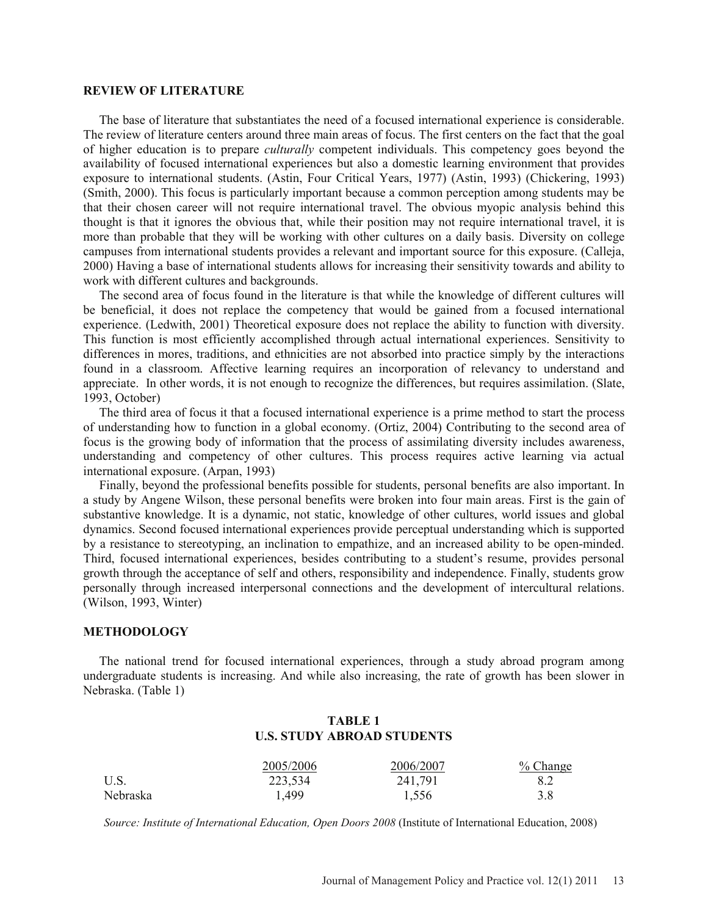## REVIEW OF LITERATURE

The base of literature that substantiates the need of a focused international experience is considerable. The review of literature centers around three main areas of focus. The first centers on the fact that the goal of higher education is to prepare *culturally* competent individuals. This competency goes beyond the availability of focused international experiences but also a domestic learning environment that provides exposure to international students. (Astin, Four Critical Years, 1977) (Astin, 1993) (Chickering, 1993) (Smith, 2000). This focus is particularly important because a common perception among students may be that their chosen career will not require international travel. The obvious myopic analysis behind this thought is that it ignores the obvious that, while their position may not require international travel, it is more than probable that they will be working with other cultures on a daily basis. Diversity on college campuses from international students provides a relevant and important source for this exposure. (Calleja, 2000) Having a base of international students allows for increasing their sensitivity towards and ability to work with different cultures and backgrounds.

The second area of focus found in the literature is that while the knowledge of different cultures will be beneficial, it does not replace the competency that would be gained from a focused international experience. (Ledwith, 2001) Theoretical exposure does not replace the ability to function with diversity. This function is most efficiently accomplished through actual international experiences. Sensitivity to differences in mores, traditions, and ethnicities are not absorbed into practice simply by the interactions found in a classroom. Affective learning requires an incorporation of relevancy to understand and appreciate. In other words, it is not enough to recognize the differences, but requires assimilation. (Slate, 1993, October)

The third area of focus it that a focused international experience is a prime method to start the process of understanding how to function in a global economy. (Ortiz, 2004) Contributing to the second area of focus is the growing body of information that the process of assimilating diversity includes awareness, understanding and competency of other cultures. This process requires active learning via actual international exposure. (Arpan, 1993)

Finally, beyond the professional benefits possible for students, personal benefits are also important. In a study by Angene Wilson, these personal benefits were broken into four main areas. First is the gain of substantive knowledge. It is a dynamic, not static, knowledge of other cultures, world issues and global dynamics. Second focused international experiences provide perceptual understanding which is supported by a resistance to stereotyping, an inclination to empathize, and an increased ability to be open-minded. Third, focused international experiences, besides contributing to a student's resume, provides personal growth through the acceptance of self and others, responsibility and independence. Finally, students grow personally through increased interpersonal connections and the development of intercultural relations. (Wilson, 1993, Winter)

## METHODOLOGY

The national trend for focused international experiences, through a study abroad program among undergraduate students is increasing. And while also increasing, the rate of growth has been slower in Nebraska. (Table 1)

**TABLE 1**
**U.S. STUDY ABROAD STUDENTS**

| | 2005/2006 | 2006/2007 | % Change |
|---|---|---|---|
| U.S. | 223,534 | 241,791 | 8.2 |
| Nebraska | 1,499 | 1,556 | 3.8 |

*Source: Institute of International Education, Open Doors 2008* (Institute of International Education, 2008)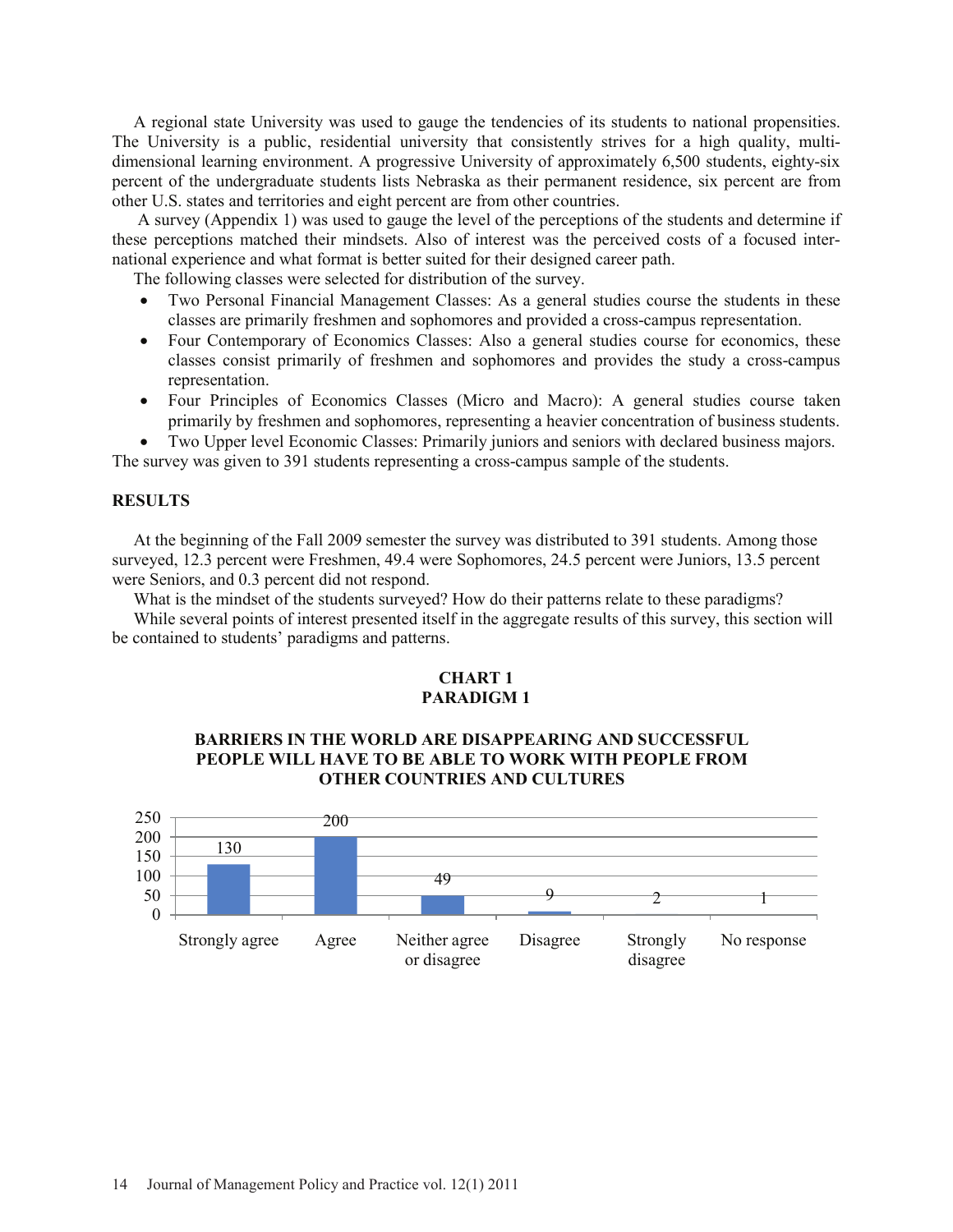A regional state University was used to gauge the tendencies of its students to national propensities. The University is a public, residential university that consistently strives for a high quality, multi-dimensional learning environment. A progressive University of approximately 6,500 students, eighty-six percent of the undergraduate students lists Nebraska as their permanent residence, six percent are from other U.S. states and territories and eight percent are from other countries.

A survey (Appendix 1) was used to gauge the level of the perceptions of the students and determine if these perceptions matched their mindsets. Also of interest was the perceived costs of a focused international experience and what format is better suited for their designed career path.

The following classes were selected for distribution of the survey.

- Two Personal Financial Management Classes: As a general studies course the students in these classes are primarily freshmen and sophomores and provided a cross-campus representation.
- Four Contemporary of Economics Classes: Also a general studies course for economics, these classes consist primarily of freshmen and sophomores and provides the study a cross-campus representation.
- Four Principles of Economics Classes (Micro and Macro): A general studies course taken primarily by freshmen and sophomores, representing a heavier concentration of business students.
- Two Upper level Economic Classes: Primarily juniors and seniors with declared business majors.

The survey was given to 391 students representing a cross-campus sample of the students.

## RESULTS

At the beginning of the Fall 2009 semester the survey was distributed to 391 students. Among those surveyed, 12.3 percent were Freshmen, 49.4 were Sophomores, 24.5 percent were Juniors, 13.5 percent were Seniors, and 0.3 percent did not respond.

What is the mindset of the students surveyed? How do their patterns relate to these paradigms?

While several points of interest presented itself in the aggregate results of this survey, this section will be contained to students' paradigms and patterns.

**CHART 1**
**PARADIGM 1**

**BARRIERS IN THE WORLD ARE DISAPPEARING AND SUCCESSFUL PEOPLE WILL HAVE TO BE ABLE TO WORK WITH PEOPLE FROM OTHER COUNTRIES AND CULTURES**

| Strongly agree | Agree | Neither agree or disagree | Disagree | Strongly disagree | No response |
|---|---|---|---|---|---|
| 130 | 200 | 49 | 9 | 2 | 1 |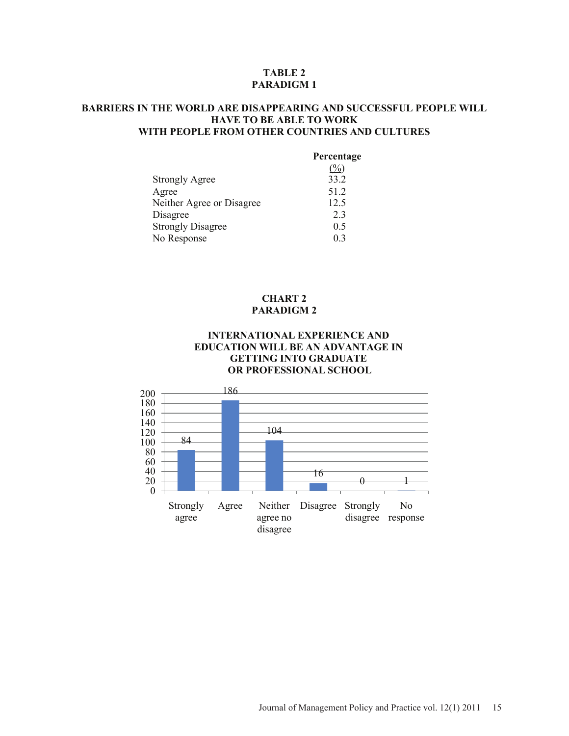**TABLE 2**
**PARADIGM 1**

**BARRIERS IN THE WORLD ARE DISAPPEARING AND SUCCESSFUL PEOPLE WILL HAVE TO BE ABLE TO WORK WITH PEOPLE FROM OTHER COUNTRIES AND CULTURES**

| | Percentage (%) |
|---|---|
| Strongly Agree | 33.2 |
| Agree | 51.2 |
| Neither Agree or Disagree | 12.5 |
| Disagree | 2.3 |
| Strongly Disagree | 0.5 |
| No Response | 0.3 |

**CHART 2**
**PARADIGM 2**

**INTERNATIONAL EXPERIENCE AND EDUCATION WILL BE AN ADVANTAGE IN GETTING INTO GRADUATE OR PROFESSIONAL SCHOOL**

| Strongly agree | Agree | Neither agree no disagree | Disagree | Strongly disagree | No response |
|---|---|---|---|---|---|
| 84 | 186 | 104 | 16 | 0 | 1 |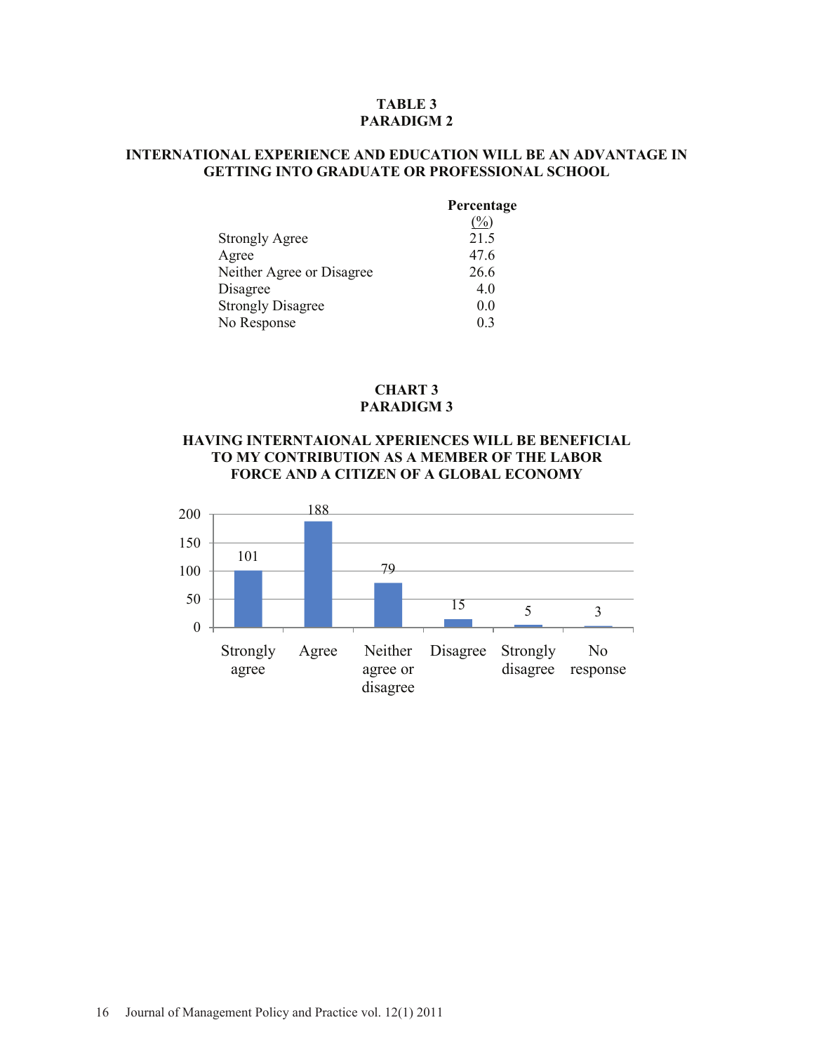**TABLE 3**
**PARADIGM 2**

**INTERNATIONAL EXPERIENCE AND EDUCATION WILL BE AN ADVANTAGE IN GETTING INTO GRADUATE OR PROFESSIONAL SCHOOL**

| | Percentage (%) |
|---|---|
| Strongly Agree | 21.5 |
| Agree | 47.6 |
| Neither Agree or Disagree | 26.6 |
| Disagree | 4.0 |
| Strongly Disagree | 0.0 |
| No Response | 0.3 |

**CHART 3**
**PARADIGM 3**

**HAVING INTERNTAIONAL XPERIENCES WILL BE BENEFICIAL TO MY CONTRIBUTION AS A MEMBER OF THE LABOR FORCE AND A CITIZEN OF A GLOBAL ECONOMY**

| Response | Count |
|---|---|
| Strongly agree | 101 |
| Agree | 188 |
| Neither agree or disagree | 79 |
| Disagree | 15 |
| Strongly disagree | 5 |
| No response | 3 |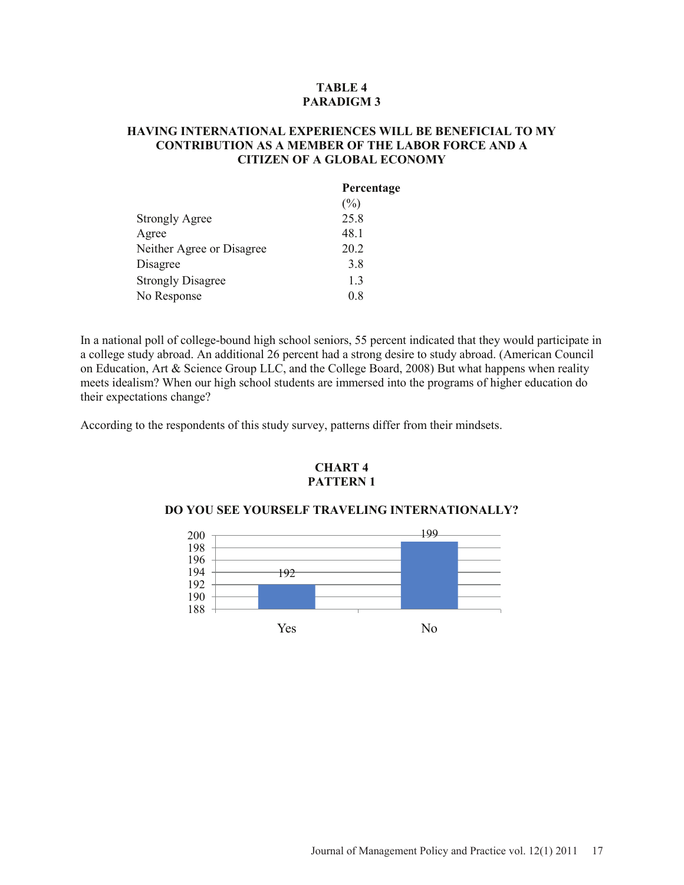**TABLE 4**
**PARADIGM 3**

**HAVING INTERNATIONAL EXPERIENCES WILL BE BENEFICIAL TO MY CONTRIBUTION AS A MEMBER OF THE LABOR FORCE AND A CITIZEN OF A GLOBAL ECONOMY**

| | Percentage (%) |
|---|---|
| Strongly Agree | 25.8 |
| Agree | 48.1 |
| Neither Agree or Disagree | 20.2 |
| Disagree | 3.8 |
| Strongly Disagree | 1.3 |
| No Response | 0.8 |

In a national poll of college-bound high school seniors, 55 percent indicated that they would participate in a college study abroad. An additional 26 percent had a strong desire to study abroad. (American Council on Education, Art & Science Group LLC, and the College Board, 2008) But what happens when reality meets idealism? When our high school students are immersed into the programs of higher education do their expectations change?

According to the respondents of this study survey, patterns differ from their mindsets.

**CHART 4**
**PATTERN 1**

**DO YOU SEE YOURSELF TRAVELING INTERNATIONALLY?**

| | Yes | No |
|---|---|---|
| Count | 192 | 199 |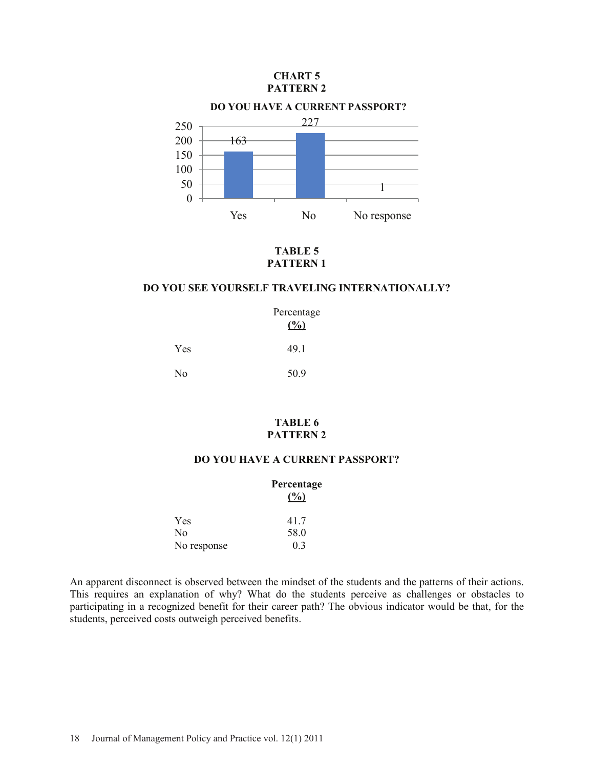**CHART 5**
**PATTERN 2**

**DO YOU HAVE A CURRENT PASSPORT?**

| | Yes | No | No response |
|---|---|---|---|
| Count | 163 | 227 | 1 |

**TABLE 5**
**PATTERN 1**

**DO YOU SEE YOURSELF TRAVELING INTERNATIONALLY?**

| | Percentage (%) |
|---|---|
| Yes | 49.1 |
| No | 50.9 |

**TABLE 6**
**PATTERN 2**

**DO YOU HAVE A CURRENT PASSPORT?**

| | **Percentage (%)** |
|---|---|
| Yes | 41.7 |
| No | 58.0 |
| No response | 0.3 |

An apparent disconnect is observed between the mindset of the students and the patterns of their actions. This requires an explanation of why? What do the students perceive as challenges or obstacles to participating in a recognized benefit for their career path? The obvious indicator would be that, for the students, perceived costs outweigh perceived benefits.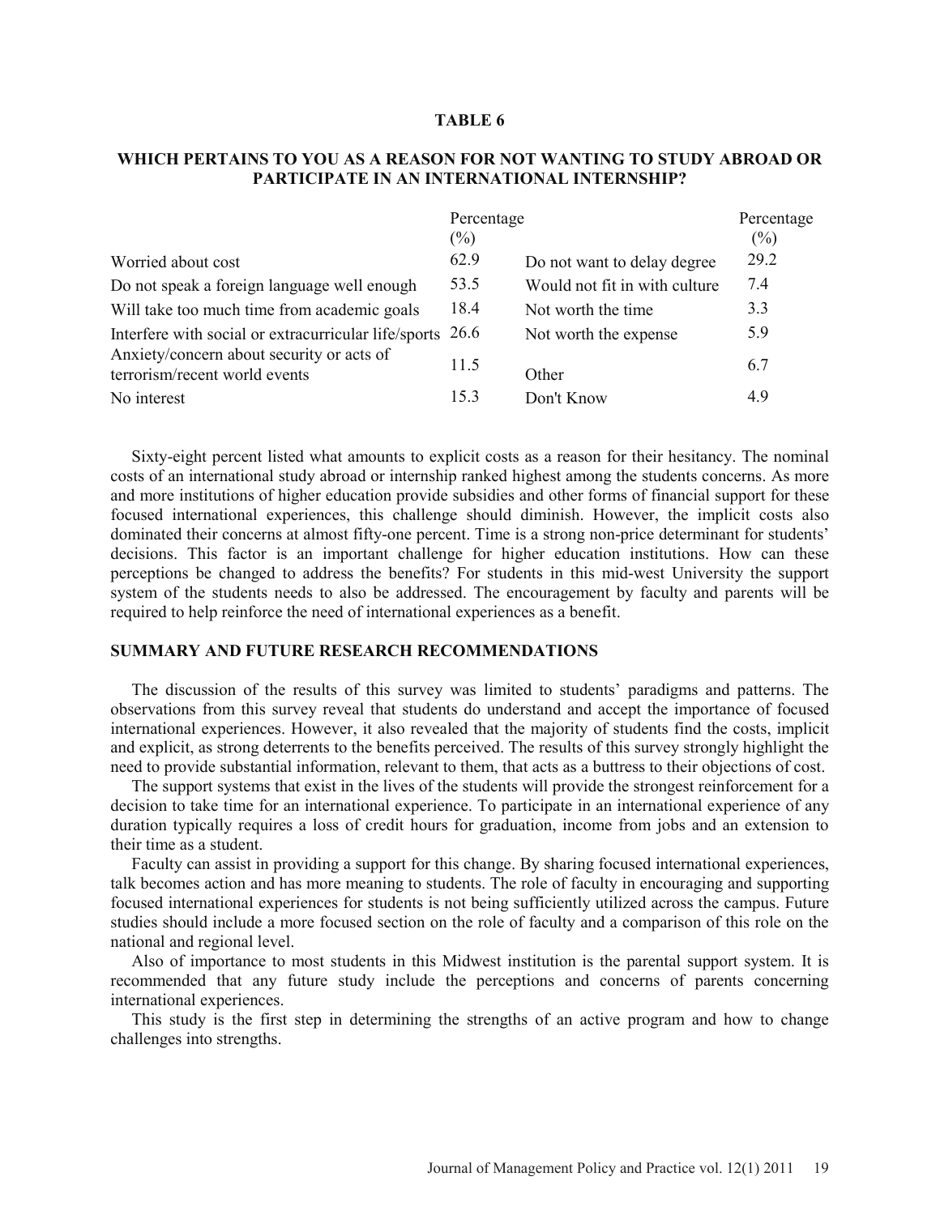**TABLE 6**

**WHICH PERTAINS TO YOU AS A REASON FOR NOT WANTING TO STUDY ABROAD OR PARTICIPATE IN AN INTERNATIONAL INTERNSHIP?**

| | Percentage (%) | | Percentage (%) |
|---|---|---|---|
| Worried about cost | 62.9 | Do not want to delay degree | 29.2 |
| Do not speak a foreign language well enough | 53.5 | Would not fit in with culture | 7.4 |
| Will take too much time from academic goals | 18.4 | Not worth the time | 3.3 |
| Interfere with social or extracurricular life/sports | 26.6 | Not worth the expense | 5.9 |
| Anxiety/concern about security or acts of terrorism/recent world events | 11.5 | Other | 6.7 |
| No interest | 15.3 | Don't Know | 4.9 |

Sixty-eight percent listed what amounts to explicit costs as a reason for their hesitancy. The nominal costs of an international study abroad or internship ranked highest among the students concerns. As more and more institutions of higher education provide subsidies and other forms of financial support for these focused international experiences, this challenge should diminish. However, the implicit costs also dominated their concerns at almost fifty-one percent. Time is a strong non-price determinant for students' decisions. This factor is an important challenge for higher education institutions. How can these perceptions be changed to address the benefits? For students in this mid-west University the support system of the students needs to also be addressed. The encouragement by faculty and parents will be required to help reinforce the need of international experiences as a benefit.

## SUMMARY AND FUTURE RESEARCH RECOMMENDATIONS

The discussion of the results of this survey was limited to students' paradigms and patterns. The observations from this survey reveal that students do understand and accept the importance of focused international experiences. However, it also revealed that the majority of students find the costs, implicit and explicit, as strong deterrents to the benefits perceived. The results of this survey strongly highlight the need to provide substantial information, relevant to them, that acts as a buttress to their objections of cost.

The support systems that exist in the lives of the students will provide the strongest reinforcement for a decision to take time for an international experience. To participate in an international experience of any duration typically requires a loss of credit hours for graduation, income from jobs and an extension to their time as a student.

Faculty can assist in providing a support for this change. By sharing focused international experiences, talk becomes action and has more meaning to students. The role of faculty in encouraging and supporting focused international experiences for students is not being sufficiently utilized across the campus. Future studies should include a more focused section on the role of faculty and a comparison of this role on the national and regional level.

Also of importance to most students in this Midwest institution is the parental support system. It is recommended that any future study include the perceptions and concerns of parents concerning international experiences.

This study is the first step in determining the strengths of an active program and how to change challenges into strengths.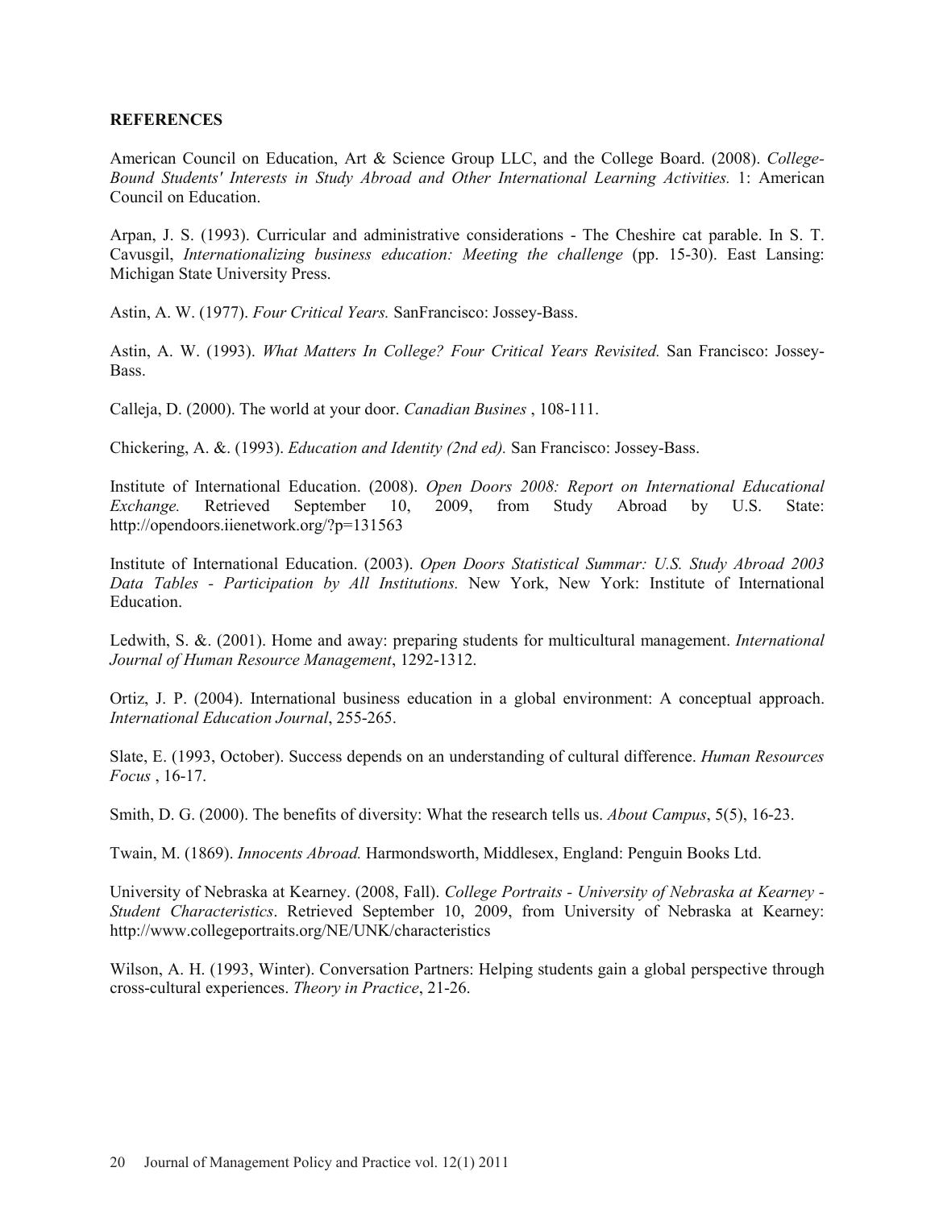**REFERENCES**

American Council on Education, Art & Science Group LLC, and the College Board. (2008). *College-Bound Students' Interests in Study Abroad and Other International Learning Activities.* 1: American Council on Education.

Arpan, J. S. (1993). Curricular and administrative considerations - The Cheshire cat parable. In S. T. Cavusgil, *Internationalizing business education: Meeting the challenge* (pp. 15-30). East Lansing: Michigan State University Press.

Astin, A. W. (1977). *Four Critical Years.* SanFrancisco: Jossey-Bass.

Astin, A. W. (1993). *What Matters In College? Four Critical Years Revisited.* San Francisco: Jossey-Bass.

Calleja, D. (2000). The world at your door. *Canadian Busines* , 108-111.

Chickering, A. &. (1993). *Education and Identity (2nd ed).* San Francisco: Jossey-Bass.

Institute of International Education. (2008). *Open Doors 2008: Report on International Educational Exchange.* Retrieved September 10, 2009, from Study Abroad by U.S. State: http://opendoors.iienetwork.org/?p=131563

Institute of International Education. (2003). *Open Doors Statistical Summar: U.S. Study Abroad 2003 Data Tables - Participation by All Institutions.* New York, New York: Institute of International Education.

Ledwith, S. &. (2001). Home and away: preparing students for multicultural management. *International Journal of Human Resource Management*, 1292-1312.

Ortiz, J. P. (2004). International business education in a global environment: A conceptual approach. *International Education Journal*, 255-265.

Slate, E. (1993, October). Success depends on an understanding of cultural difference. *Human Resources Focus* , 16-17.

Smith, D. G. (2000). The benefits of diversity: What the research tells us. *About Campus*, 5(5), 16-23.

Twain, M. (1869). *Innocents Abroad.* Harmondsworth, Middlesex, England: Penguin Books Ltd.

University of Nebraska at Kearney. (2008, Fall). *College Portraits - University of Nebraska at Kearney - Student Characteristics*. Retrieved September 10, 2009, from University of Nebraska at Kearney: http://www.collegeportraits.org/NE/UNK/characteristics

Wilson, A. H. (1993, Winter). Conversation Partners: Helping students gain a global perspective through cross-cultural experiences. *Theory in Practice*, 21-26.